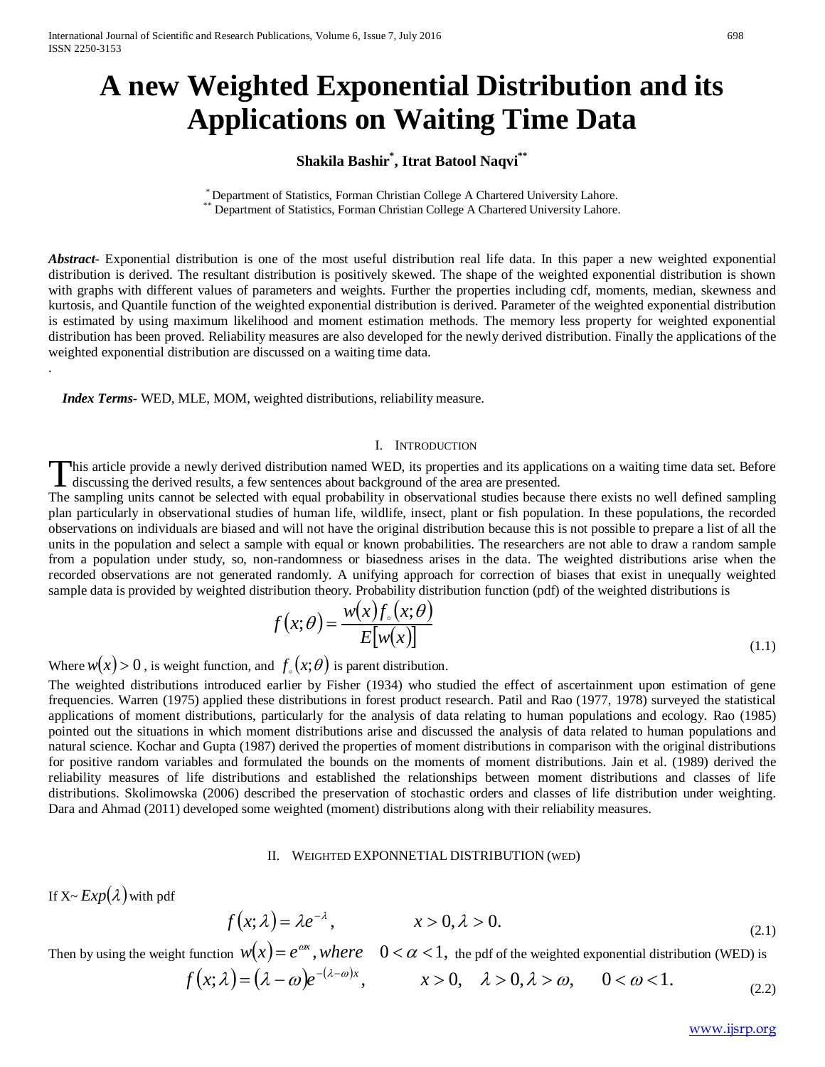# A new Weighted Exponential Distribution and its Applications on Waiting Time Data

**Shakila Bashir[*], Itrat Batool Naqvi[**]**

[*] Department of Statistics, Forman Christian College A Chartered University Lahore.
[**] Department of Statistics, Forman Christian College A Chartered University Lahore.

***Abstract-*** Exponential distribution is one of the most useful distribution real life data. In this paper a new weighted exponential distribution is derived. The resultant distribution is positively skewed. The shape of the weighted exponential distribution is shown with graphs with different values of parameters and weights. Further the properties including cdf, moments, median, skewness and kurtosis, and Quantile function of the weighted exponential distribution is derived. Parameter of the weighted exponential distribution is estimated by using maximum likelihood and moment estimation methods. The memory less property for weighted exponential distribution has been proved. Reliability measures are also developed for the newly derived distribution. Finally the applications of the weighted exponential distribution are discussed on a waiting time data.

.

***Index Terms*-** WED, MLE, MOM, weighted distributions, reliability measure.

## I. Introduction

This article provide a newly derived distribution named WED, its properties and its applications on a waiting time data set. Before discussing the derived results, a few sentences about background of the area are presented.

The sampling units cannot be selected with equal probability in observational studies because there exists no well defined sampling plan particularly in observational studies of human life, wildlife, insect, plant or fish population. In these populations, the recorded observations on individuals are biased and will not have the original distribution because this is not possible to prepare a list of all the units in the population and select a sample with equal or known probabilities. The researchers are not able to draw a random sample from a population under study, so, non-randomness or biasedness arises in the data. The weighted distributions arise when the recorded observations are not generated randomly. A unifying approach for correction of biases that exist in unequally weighted sample data is provided by weighted distribution theory. Probability distribution function (pdf) of the weighted distributions is

$$f(x;\theta) = \frac{w(x) f_{\circ}(x;\theta)}{E[w(x)]} \tag{1.1}$$

Where $w(x) > 0$, is weight function, and $f_{\circ}(x;\theta)$ is parent distribution.

The weighted distributions introduced earlier by Fisher (1934) who studied the effect of ascertainment upon estimation of gene frequencies. Warren (1975) applied these distributions in forest product research. Patil and Rao (1977, 1978) surveyed the statistical applications of moment distributions, particularly for the analysis of data relating to human populations and ecology. Rao (1985) pointed out the situations in which moment distributions arise and discussed the analysis of data related to human populations and natural science. Kochar and Gupta (1987) derived the properties of moment distributions in comparison with the original distributions for positive random variables and formulated the bounds on the moments of moment distributions. Jain et al. (1989) derived the reliability measures of life distributions and established the relationships between moment distributions and classes of life distributions. Skolimowska (2006) described the preservation of stochastic orders and classes of life distribution under weighting. Dara and Ahmad (2011) developed some weighted (moment) distributions along with their reliability measures.

## II. Weighted Exponnetial Distribution (WED)

If X~ $Exp(\lambda)$ with pdf

$$f(x;\lambda) = \lambda e^{-\lambda}, \qquad x > 0, \lambda > 0. \tag{2.1}$$

Then by using the weight function $w(x) = e^{\omega x}, where \quad 0 < \alpha < 1,$ the pdf of the weighted exponential distribution (WED) is

$$f(x;\lambda) = (\lambda - \omega)e^{-(\lambda-\omega)x}, \qquad x > 0, \quad \lambda > 0, \lambda > \omega, \quad 0 < \omega < 1. \tag{2.2}$$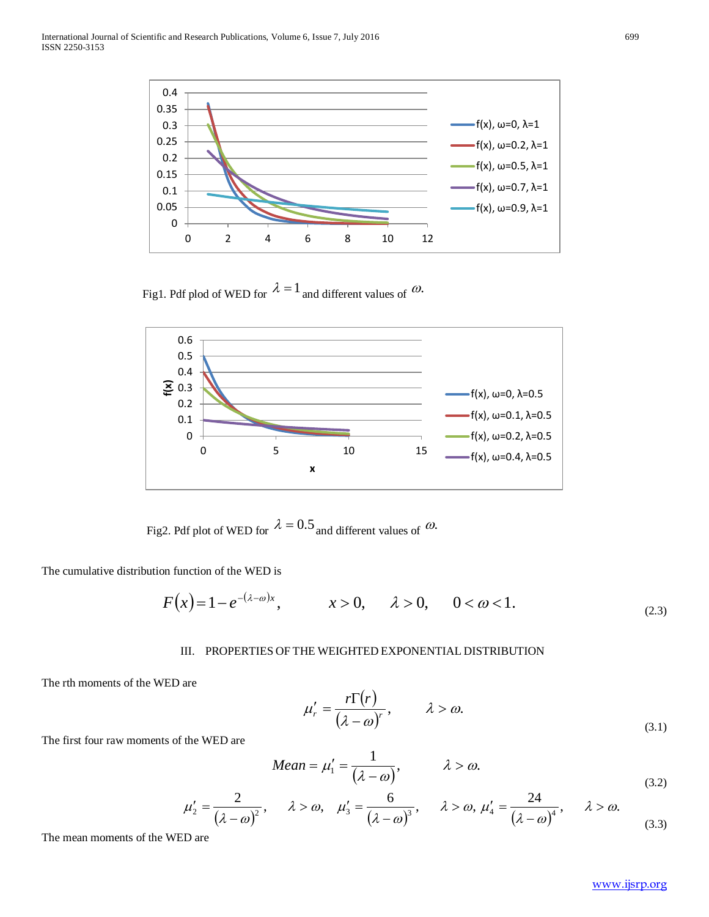Fig1. Pdf plod of WED for $\lambda = 1$ and different values of $\omega$.

Fig2. Pdf plot of WED for $\lambda = 0.5$ and different values of $\omega$.

The cumulative distribution function of the WED is

$$F(x) = 1 - e^{-(\lambda-\omega)x}, \qquad x > 0, \quad \lambda > 0, \quad 0 < \omega < 1. \tag{2.3}$$

## III. PROPERTIES OF THE WEIGHTED EXPONENTIAL DISTRIBUTION

The rth moments of the WED are

$$\mu_r' = \frac{r\Gamma(r)}{(\lambda-\omega)^r}, \qquad \lambda > \omega. \tag{3.1}$$

The first four raw moments of the WED are

$$Mean = \mu_1' = \frac{1}{(\lambda-\omega)}, \qquad \lambda > \omega. \tag{3.2}$$

$$\mu_2' = \frac{2}{(\lambda-\omega)^2}, \quad \lambda > \omega, \quad \mu_3' = \frac{6}{(\lambda-\omega)^3}, \quad \lambda > \omega, \; \mu_4' = \frac{24}{(\lambda-\omega)^4}, \quad \lambda > \omega. \tag{3.3}$$

The mean moments of the WED are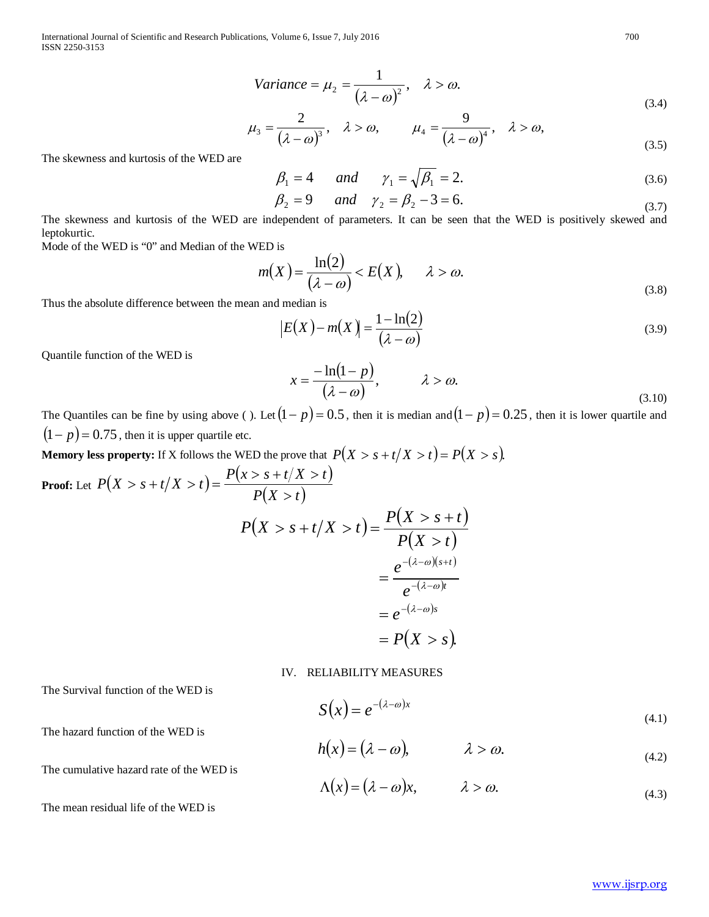$$Variance = \mu_2 = \frac{1}{(\lambda - \omega)^2}, \quad \lambda > \omega. \tag{3.4}$$

$$\mu_3 = \frac{2}{(\lambda - \omega)^3}, \quad \lambda > \omega, \qquad \mu_4 = \frac{9}{(\lambda - \omega)^4}, \quad \lambda > \omega, \tag{3.5}$$

The skewness and kurtosis of the WED are

$$\beta_1 = 4 \quad \text{and} \quad \gamma_1 = \sqrt{\beta_1} = 2. \tag{3.6}$$

$$\beta_2 = 9 \quad \text{and} \quad \gamma_2 = \beta_2 - 3 = 6. \tag{3.7}$$

The skewness and kurtosis of the WED are independent of parameters. It can be seen that the WED is positively skewed and leptokurtic.

Mode of the WED is "0" and Median of the WED is

$$m(X) = \frac{\ln(2)}{(\lambda - \omega)} < E(X), \quad \lambda > \omega. \tag{3.8}$$

Thus the absolute difference between the mean and median is

$$|E(X) - m(X)| = \frac{1 - \ln(2)}{(\lambda - \omega)} \tag{3.9}$$

Quantile function of the WED is

$$x = \frac{-\ln(1-p)}{(\lambda - \omega)}, \quad \lambda > \omega. \tag{3.10}$$

The Quantiles can be fine by using above ( ). Let $(1-p) = 0.5$, then it is median and $(1-p) = 0.25$, then it is lower quartile and $(1-p) = 0.75$, then it is upper quartile etc.

**Memory less property:** If X follows the WED the prove that $P(X > s + t / X > t) = P(X > s)$.

**Proof:** Let $P(X > s + t / X > t) = \frac{P(x > s + t / X > t)}{P(X > t)}$

$$\begin{aligned} P(X > s + t / X > t) &= \frac{P(X > s + t)}{P(X > t)} \\ &= \frac{e^{-(\lambda-\omega)(s+t)}}{e^{-(\lambda-\omega)t}} \\ &= e^{-(\lambda-\omega)s} \\ &= P(X > s). \end{aligned}$$

## IV. RELIABILITY MEASURES

The Survival function of the WED is

$$S(x) = e^{-(\lambda-\omega)x} \tag{4.1}$$

The hazard function of the WED is

$$h(x) = (\lambda - \omega), \quad \lambda > \omega. \tag{4.2}$$

The cumulative hazard rate of the WED is

$$\Lambda(x) = (\lambda - \omega)x, \quad \lambda > \omega. \tag{4.3}$$

The mean residual life of the WED is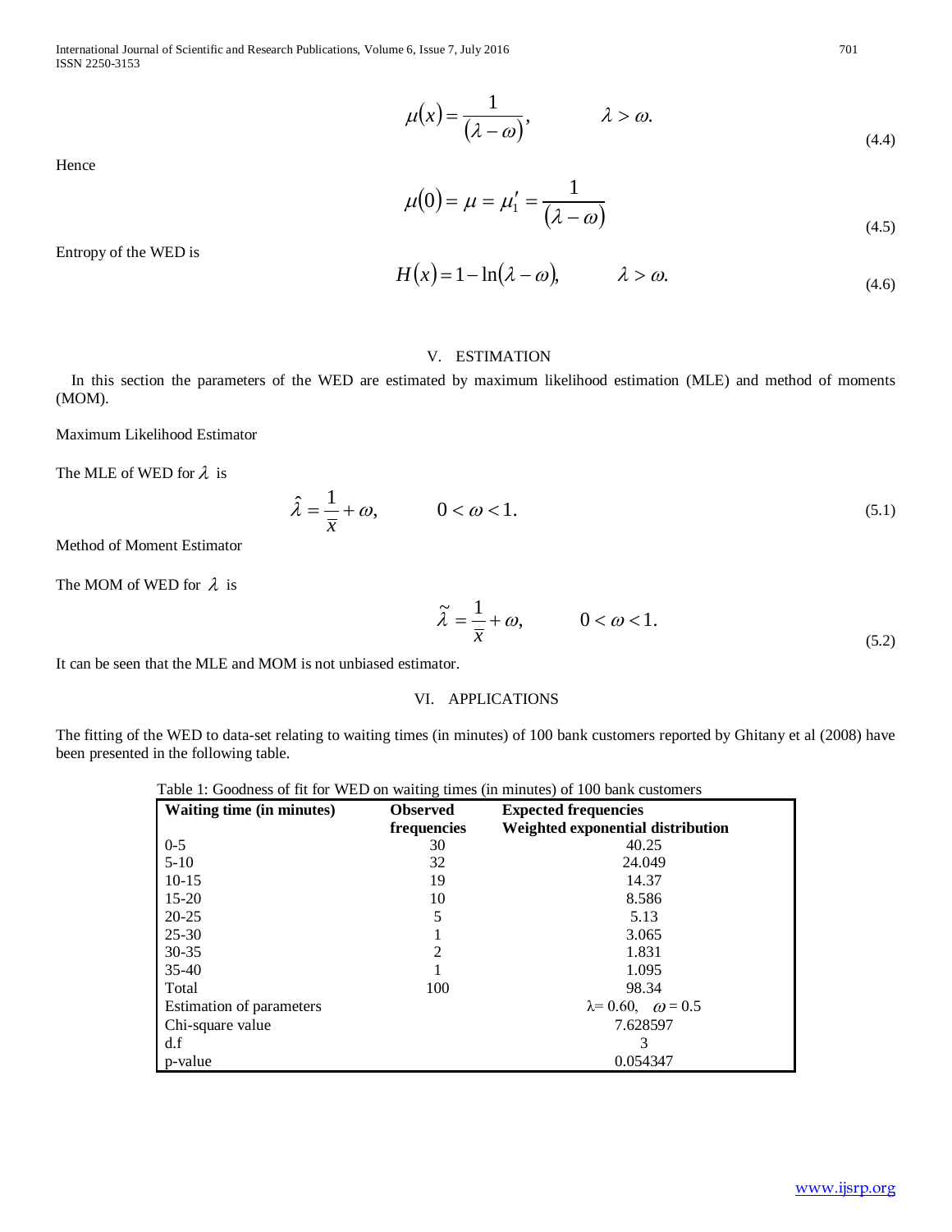$$\mu(x) = \frac{1}{(\lambda - \omega)}, \qquad \lambda > \omega. \tag{4.4}$$

Hence

$$\mu(0) = \mu = \mu_1' = \frac{1}{(\lambda - \omega)} \tag{4.5}$$

Entropy of the WED is

$$H(x) = 1 - \ln(\lambda - \omega), \qquad \lambda > \omega. \tag{4.6}$$

## V. ESTIMATION

In this section the parameters of the WED are estimated by maximum likelihood estimation (MLE) and method of moments (MOM).

Maximum Likelihood Estimator

The MLE of WED for $\lambda$ is

$$\hat{\lambda} = \frac{1}{\bar{x}} + \omega, \qquad 0 < \omega < 1. \tag{5.1}$$

Method of Moment Estimator

The MOM of WED for $\lambda$ is

$$\tilde{\lambda} = \frac{1}{\bar{x}} + \omega, \qquad 0 < \omega < 1. \tag{5.2}$$

It can be seen that the MLE and MOM is not unbiased estimator.

## VI. APPLICATIONS

The fitting of the WED to data-set relating to waiting times (in minutes) of 100 bank customers reported by Ghitany et al (2008) have been presented in the following table.

Table 1: Goodness of fit for WED on waiting times (in minutes) of 100 bank customers

| **Waiting time (in minutes)** | **Observed frequencies** | **Expected frequencies Weighted exponential distribution** |
|---|---|---|
| 0-5 | 30 | 40.25 |
| 5-10 | 32 | 24.049 |
| 10-15 | 19 | 14.37 |
| 15-20 | 10 | 8.586 |
| 20-25 | 5 | 5.13 |
| 25-30 | 1 | 3.065 |
| 30-35 | 2 | 1.831 |
| 35-40 | 1 | 1.095 |
| Total | 100 | 98.34 |
| Estimation of parameters | | $\lambda = 0.60, \quad \omega = 0.5$ |
| Chi-square value | | 7.628597 |
| d.f | | 3 |
| p-value | | 0.054347 |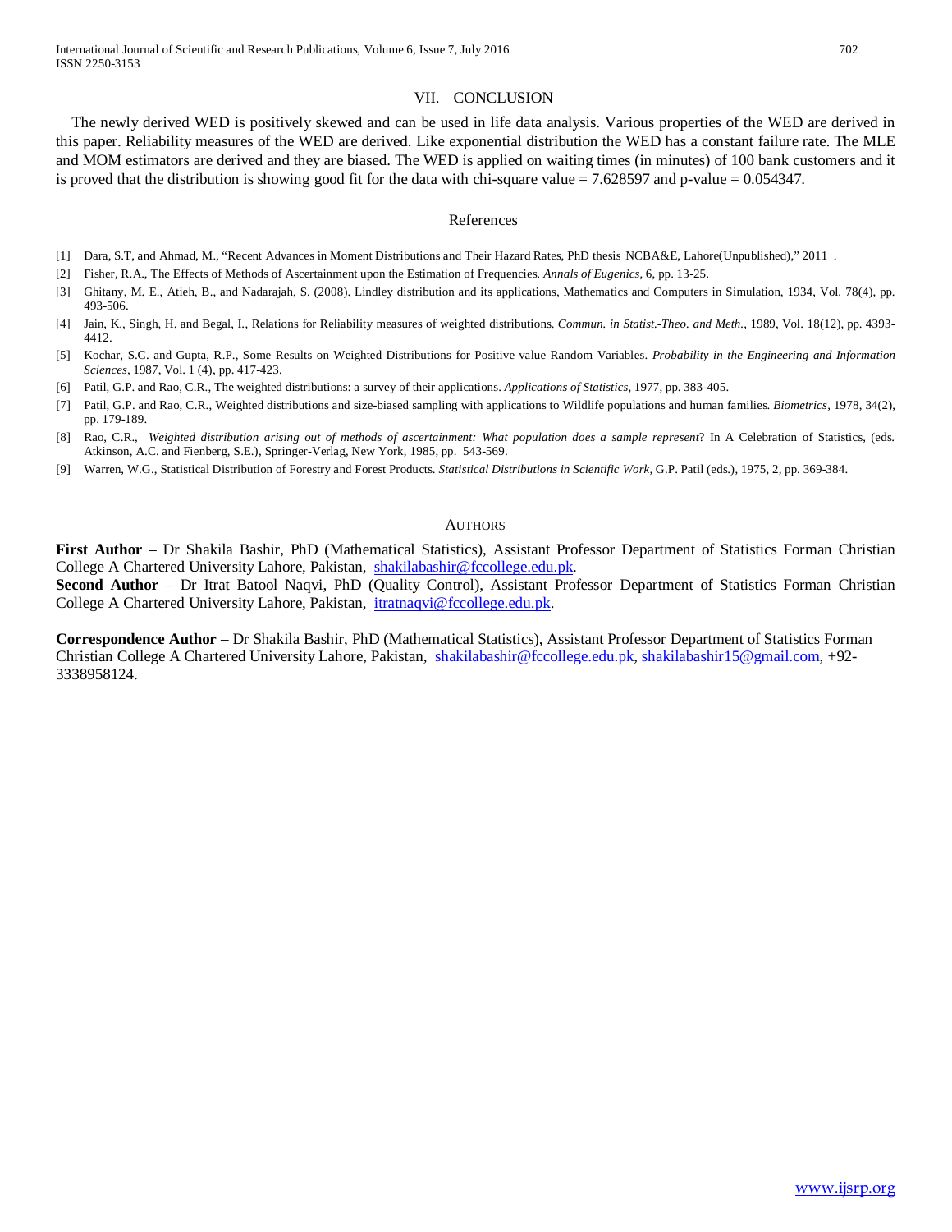## VII. CONCLUSION

The newly derived WED is positively skewed and can be used in life data analysis. Various properties of the WED are derived in this paper. Reliability measures of the WED are derived. Like exponential distribution the WED has a constant failure rate. The MLE and MOM estimators are derived and they are biased. The WED is applied on waiting times (in minutes) of 100 bank customers and it is proved that the distribution is showing good fit for the data with chi-square value = 7.628597 and p-value = 0.054347.

## References

[1] Dara, S.T, and Ahmad, M., "Recent Advances in Moment Distributions and Their Hazard Rates, PhD thesis NCBA&E, Lahore(Unpublished)," 2011 .

[2] Fisher, R.A., The Effects of Methods of Ascertainment upon the Estimation of Frequencies. *Annals of Eugenics*, 6, pp. 13-25.

[3] Ghitany, M. E., Atieh, B., and Nadarajah, S. (2008). Lindley distribution and its applications, Mathematics and Computers in Simulation, 1934, Vol. 78(4), pp. 493-506.

[4] Jain, K., Singh, H. and Begal, I., Relations for Reliability measures of weighted distributions. *Commun. in Statist.-Theo. and Meth.*, 1989, Vol. 18(12), pp. 4393-4412.

[5] Kochar, S.C. and Gupta, R.P., Some Results on Weighted Distributions for Positive value Random Variables. *Probability in the Engineering and Information Sciences*, 1987, Vol. 1 (4), pp. 417-423.

[6] Patil, G.P. and Rao, C.R., The weighted distributions: a survey of their applications. *Applications of Statistics*, 1977, pp. 383-405.

[7] Patil, G.P. and Rao, C.R., Weighted distributions and size-biased sampling with applications to Wildlife populations and human families. *Biometrics*, 1978, 34(2), pp. 179-189.

[8] Rao, C.R., *Weighted distribution arising out of methods of ascertainment: What population does a sample represent*? In A Celebration of Statistics, (eds. Atkinson, A.C. and Fienberg, S.E.), Springer-Verlag, New York, 1985, pp. 543-569.

[9] Warren, W.G., Statistical Distribution of Forestry and Forest Products. *Statistical Distributions in Scientific Work*, G.P. Patil (eds.), 1975, 2, pp. 369-384.

## AUTHORS

**First Author** – Dr Shakila Bashir, PhD (Mathematical Statistics), Assistant Professor Department of Statistics Forman Christian College A Chartered University Lahore, Pakistan, shakilabashir@fccollege.edu.pk.

**Second Author** – Dr Itrat Batool Naqvi, PhD (Quality Control), Assistant Professor Department of Statistics Forman Christian College A Chartered University Lahore, Pakistan, itratnaqvi@fccollege.edu.pk.

**Correspondence Author** – Dr Shakila Bashir, PhD (Mathematical Statistics), Assistant Professor Department of Statistics Forman Christian College A Chartered University Lahore, Pakistan, shakilabashir@fccollege.edu.pk, shakilabashir15@gmail.com, +92-3338958124.